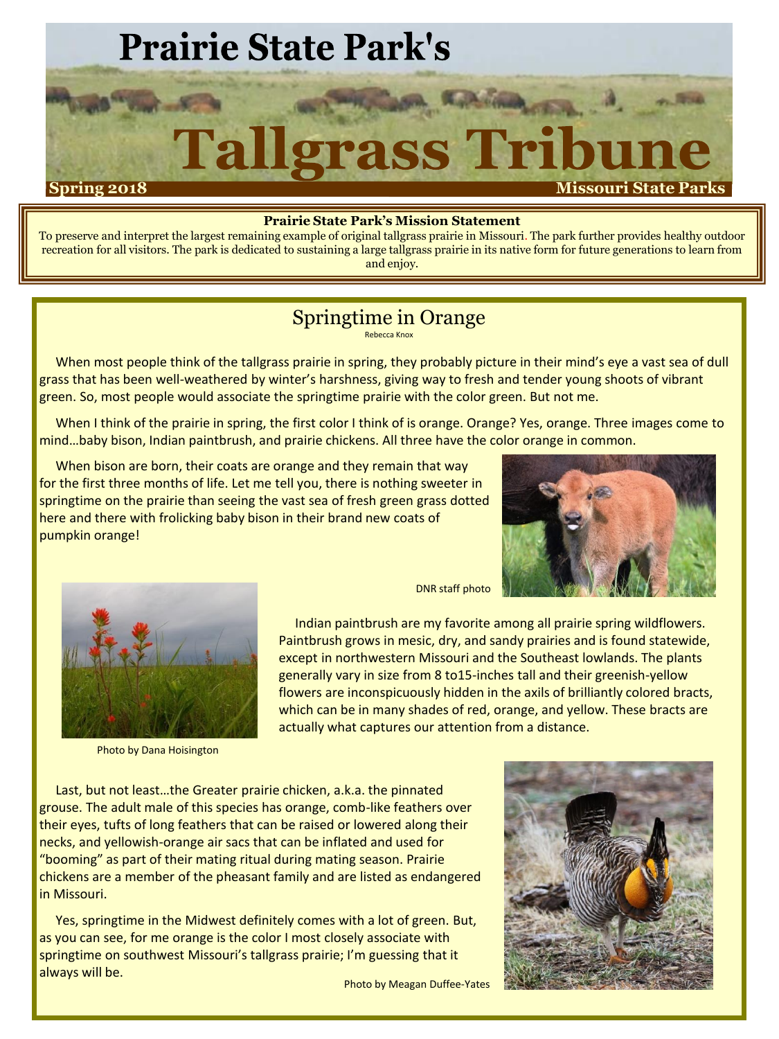# Prairie State Park's Tallgrass Tribune

**Spring 2018** — **Missouri State Parks**

**Prairie State Park's Mission Statement**

To preserve and interpret the largest remaining example of original tallgrass prairie in Missouri. The park further provides healthy outdoor recreation for all visitors. The park is dedicated to sustaining a large tallgrass prairie in its native form for future generations to learn from and enjoy.

## Springtime in Orange

Rebecca Knox

When most people think of the tallgrass prairie in spring, they probably picture in their mind's eye a vast sea of dull grass that has been well-weathered by winter's harshness, giving way to fresh and tender young shoots of vibrant green. So, most people would associate the springtime prairie with the color green. But not me.

When I think of the prairie in spring, the first color I think of is orange. Orange? Yes, orange. Three images come to mind…baby bison, Indian paintbrush, and prairie chickens. All three have the color orange in common.

When bison are born, their coats are orange and they remain that way for the first three months of life. Let me tell you, there is nothing sweeter in springtime on the prairie than seeing the vast sea of fresh green grass dotted here and there with frolicking baby bison in their brand new coats of pumpkin orange!

DNR staff photo

Indian paintbrush are my favorite among all prairie spring wildflowers. Paintbrush grows in mesic, dry, and sandy prairies and is found statewide, except in northwestern Missouri and the Southeast lowlands. The plants generally vary in size from 8 to15-inches tall and their greenish-yellow flowers are inconspicuously hidden in the axils of brilliantly colored bracts, which can be in many shades of red, orange, and yellow. These bracts are actually what captures our attention from a distance.

Photo by Dana Hoisington

Last, but not least…the Greater prairie chicken, a.k.a. the pinnated grouse. The adult male of this species has orange, comb-like feathers over their eyes, tufts of long feathers that can be raised or lowered along their necks, and yellowish-orange air sacs that can be inflated and used for "booming" as part of their mating ritual during mating season. Prairie chickens are a member of the pheasant family and are listed as endangered in Missouri.

Yes, springtime in the Midwest definitely comes with a lot of green. But, as you can see, for me orange is the color I most closely associate with springtime on southwest Missouri's tallgrass prairie; I'm guessing that it always will be.

Photo by Meagan Duffee-Yates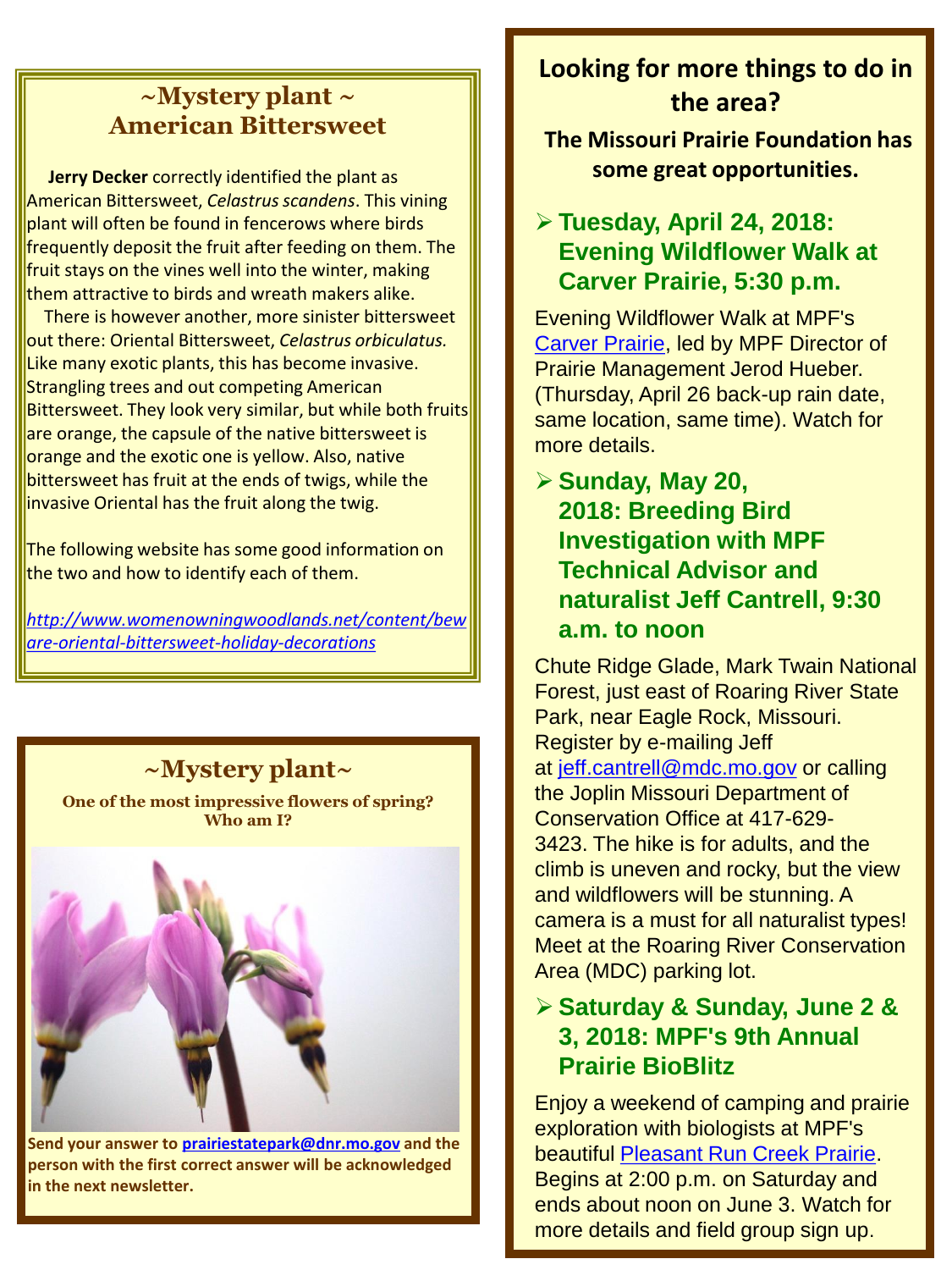## ~Mystery plant ~ American Bittersweet

**Jerry Decker** correctly identified the plant as American Bittersweet, *Celastrus scandens*. This vining plant will often be found in fencerows where birds frequently deposit the fruit after feeding on them. The fruit stays on the vines well into the winter, making them attractive to birds and wreath makers alike.

There is however another, more sinister bittersweet out there: Oriental Bittersweet, *Celastrus orbiculatus.* Like many exotic plants, this has become invasive. Strangling trees and out competing American Bittersweet. They look very similar, but while both fruits are orange, the capsule of the native bittersweet is orange and the exotic one is yellow. Also, native bittersweet has fruit at the ends of twigs, while the invasive Oriental has the fruit along the twig.

The following website has some good information on the two and how to identify each of them.

*http://www.womenowningwoodlands.net/content/beware-oriental-bittersweet-holiday-decorations*

## ~Mystery plant~

**One of the most impressive flowers of spring? Who am I?**

**Send your answer to prairiestatepark@dnr.mo.gov and the person with the first correct answer will be acknowledged in the next newsletter.**

## Looking for more things to do in the area?

**The Missouri Prairie Foundation has some great opportunities.**

- ### Tuesday, April 24, 2018: Evening Wildflower Walk at Carver Prairie, 5:30 p.m.

Evening Wildflower Walk at MPF's Carver Prairie, led by MPF Director of Prairie Management Jerod Hueber. (Thursday, April 26 back-up rain date, same location, same time). Watch for more details.

- ### Sunday, May 20, 2018: Breeding Bird Investigation with MPF Technical Advisor and naturalist Jeff Cantrell, 9:30 a.m. to noon

Chute Ridge Glade, Mark Twain National Forest, just east of Roaring River State Park, near Eagle Rock, Missouri. Register by e-mailing Jeff at jeff.cantrell@mdc.mo.gov or calling the Joplin Missouri Department of Conservation Office at 417-629-3423. The hike is for adults, and the climb is uneven and rocky, but the view and wildflowers will be stunning. A camera is a must for all naturalist types! Meet at the Roaring River Conservation Area (MDC) parking lot.

- ### Saturday & Sunday, June 2 & 3, 2018: MPF's 9th Annual Prairie BioBlitz

Enjoy a weekend of camping and prairie exploration with biologists at MPF's beautiful Pleasant Run Creek Prairie. Begins at 2:00 p.m. on Saturday and ends about noon on June 3. Watch for more details and field group sign up.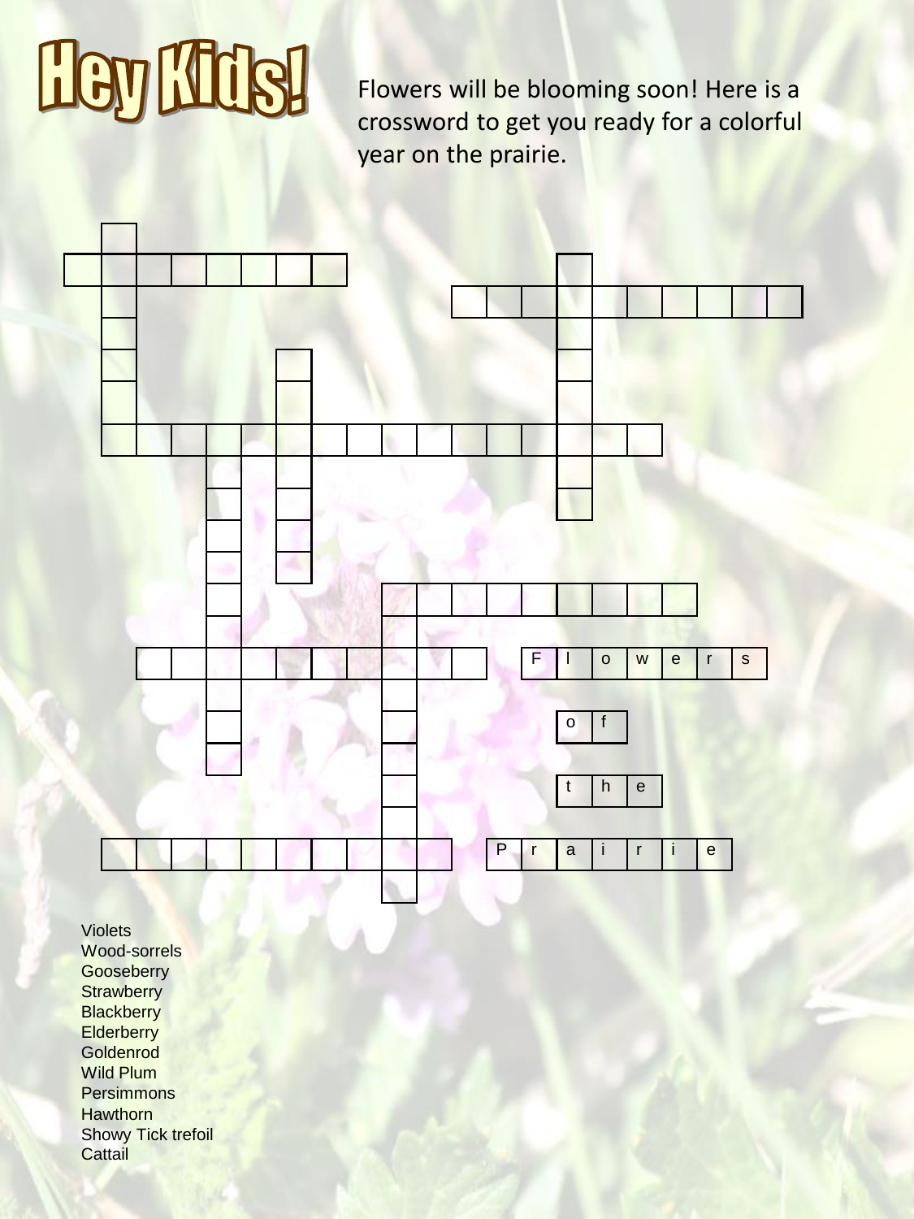# Hey Kids!

Flowers will be blooming soon! Here is a crossword to get you ready for a colorful year on the prairie.

Flowers of the Prairie

- Violets
- Wood-sorrels
- Gooseberry
- Strawberry
- Blackberry
- Elderberry
- Goldenrod
- Wild Plum
- Persimmons
- Hawthorn
- Showy Tick trefoil
- Cattail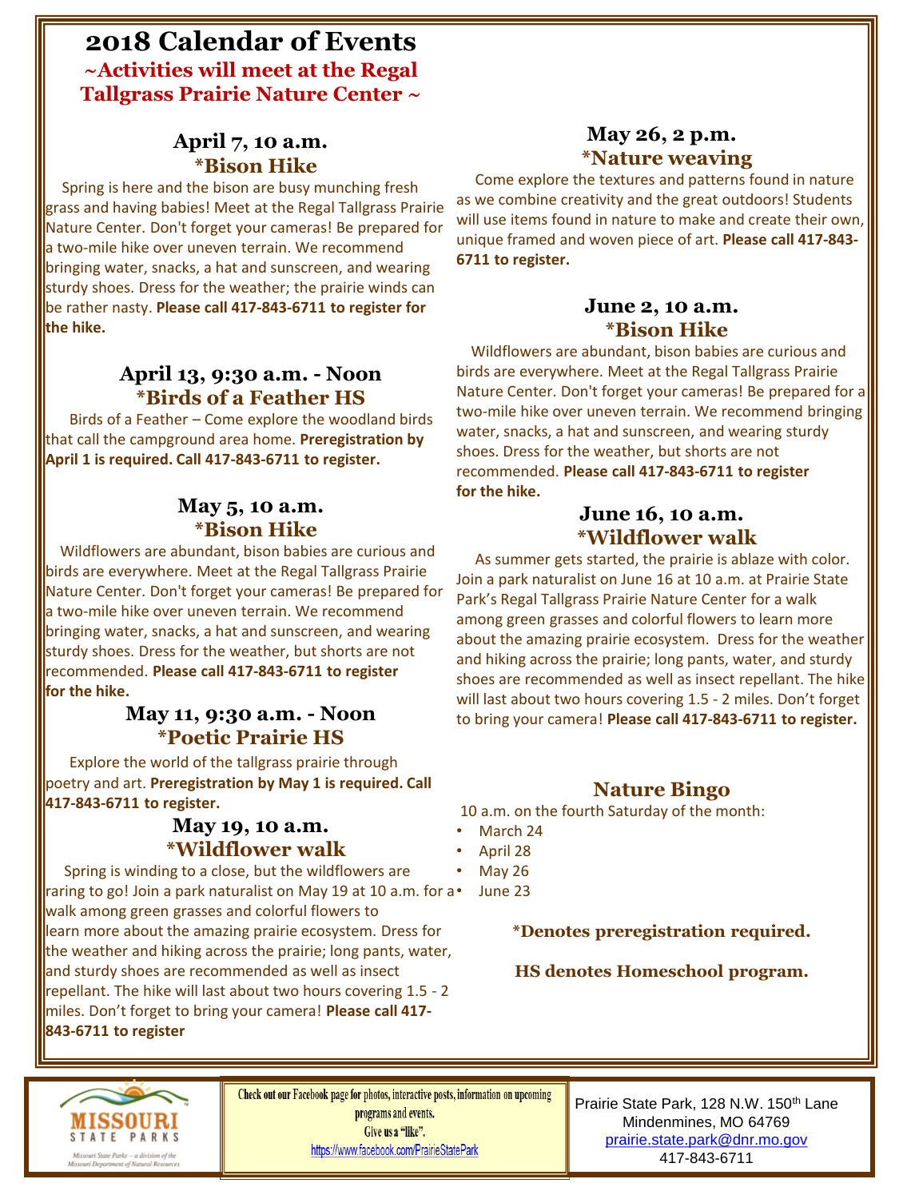# 2018 Calendar of Events

## ~Activities will meet at the Regal Tallgrass Prairie Nature Center ~

### April 7, 10 a.m.
### *Bison Hike

Spring is here and the bison are busy munching fresh grass and having babies! Meet at the Regal Tallgrass Prairie Nature Center. Don't forget your cameras! Be prepared for a two-mile hike over uneven terrain. We recommend bringing water, snacks, a hat and sunscreen, and wearing sturdy shoes. Dress for the weather; the prairie winds can be rather nasty. **Please call 417-843-6711 to register for the hike.**

### April 13, 9:30 a.m. - Noon
### *Birds of a Feather HS

Birds of a Feather – Come explore the woodland birds that call the campground area home. **Preregistration by April 1 is required. Call 417-843-6711 to register.**

### May 5, 10 a.m.
### *Bison Hike

Wildflowers are abundant, bison babies are curious and birds are everywhere. Meet at the Regal Tallgrass Prairie Nature Center. Don't forget your cameras! Be prepared for a two-mile hike over uneven terrain. We recommend bringing water, snacks, a hat and sunscreen, and wearing sturdy shoes. Dress for the weather, but shorts are not recommended. **Please call 417-843-6711 to register for the hike.**

### May 11, 9:30 a.m. - Noon
### *Poetic Prairie HS

Explore the world of the tallgrass prairie through poetry and art. **Preregistration by May 1 is required. Call 417-843-6711 to register.**

### May 19, 10 a.m.
### *Wildflower walk

Spring is winding to a close, but the wildflowers are raring to go! Join a park naturalist on May 19 at 10 a.m. for a walk among green grasses and colorful flowers to learn more about the amazing prairie ecosystem. Dress for the weather and hiking across the prairie; long pants, water, and sturdy shoes are recommended as well as insect repellant. The hike will last about two hours covering 1.5 - 2 miles. Don't forget to bring your camera! **Please call 417-843-6711 to register**

### May 26, 2 p.m.
### *Nature weaving

Come explore the textures and patterns found in nature as we combine creativity and the great outdoors! Students will use items found in nature to make and create their own, unique framed and woven piece of art. **Please call 417-843-6711 to register.**

### June 2, 10 a.m.
### *Bison Hike

Wildflowers are abundant, bison babies are curious and birds are everywhere. Meet at the Regal Tallgrass Prairie Nature Center. Don't forget your cameras! Be prepared for a two-mile hike over uneven terrain. We recommend bringing water, snacks, a hat and sunscreen, and wearing sturdy shoes. Dress for the weather, but shorts are not recommended. **Please call 417-843-6711 to register for the hike.**

### June 16, 10 a.m.
### *Wildflower walk

As summer gets started, the prairie is ablaze with color. Join a park naturalist on June 16 at 10 a.m. at Prairie State Park's Regal Tallgrass Prairie Nature Center for a walk among green grasses and colorful flowers to learn more about the amazing prairie ecosystem. Dress for the weather and hiking across the prairie; long pants, water, and sturdy shoes are recommended as well as insect repellant. The hike will last about two hours covering 1.5 - 2 miles. Don't forget to bring your camera! **Please call 417-843-6711 to register.**

### Nature Bingo

10 a.m. on the fourth Saturday of the month:

- March 24
- April 28
- May 26
- June 23

**\*Denotes preregistration required.**

**HS denotes Homeschool program.**

MISSOURI STATE PARKS

*Missouri State Parks – a division of the Missouri Department of Natural Resources*

Check out our Facebook page for photos, interactive posts, information on upcoming programs and events.
Give us a "like".
https://www.facebook.com/PrairieStatePark

Prairie State Park, 128 N.W. 150th Lane
Mindenmines, MO 64769
prairie.state.park@dnr.mo.gov
417-843-6711